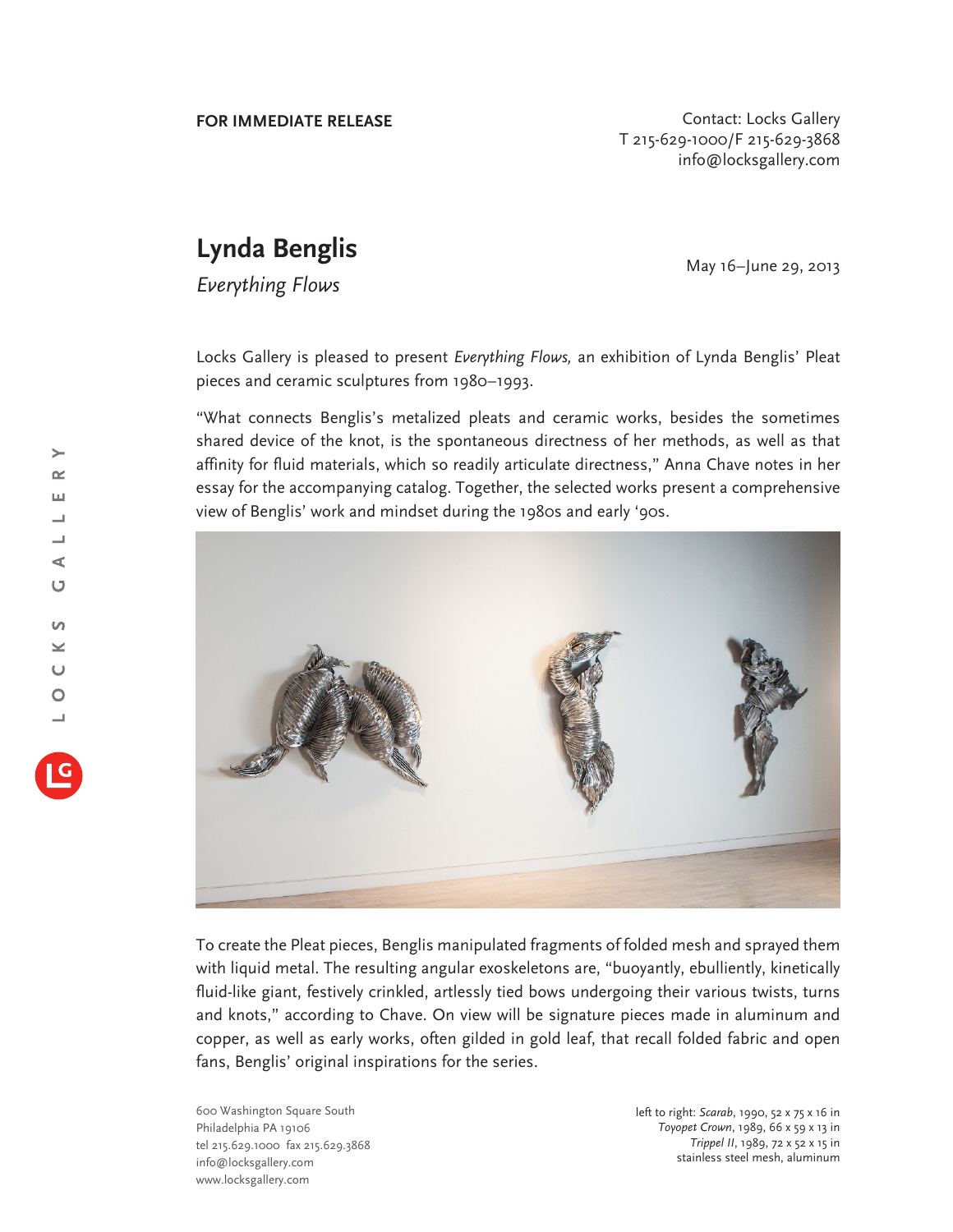**FOR IMMEDIATE RELEASE**

Contact: Locks Gallery
T 215-629-1000/F 215-629-3868
info@locksgallery.com

# Lynda Benglis

*Everything Flows*

May 16–June 29, 2013

Locks Gallery is pleased to present *Everything Flows,* an exhibition of Lynda Benglis' Pleat pieces and ceramic sculptures from 1980–1993.

"What connects Benglis's metalized pleats and ceramic works, besides the sometimes shared device of the knot, is the spontaneous directness of her methods, as well as that affinity for fluid materials, which so readily articulate directness," Anna Chave notes in her essay for the accompanying catalog. Together, the selected works present a comprehensive view of Benglis' work and mindset during the 1980s and early '90s.

To create the Pleat pieces, Benglis manipulated fragments of folded mesh and sprayed them with liquid metal. The resulting angular exoskeletons are, "buoyantly, ebulliently, kinetically fluid-like giant, festively crinkled, artlessly tied bows undergoing their various twists, turns and knots," according to Chave. On view will be signature pieces made in aluminum and copper, as well as early works, often gilded in gold leaf, that recall folded fabric and open fans, Benglis' original inspirations for the series.

left to right: *Scarab*, 1990, 52 x 75 x 16 in
*Toyopet Crown*, 1989, 66 x 59 x 13 in
*Trippel II*, 1989, 72 x 52 x 15 in
stainless steel mesh, aluminum

600 Washington Square South
Philadelphia PA 19106
tel 215.629.1000 fax 215.629.3868
info@locksgallery.com
www.locksgallery.com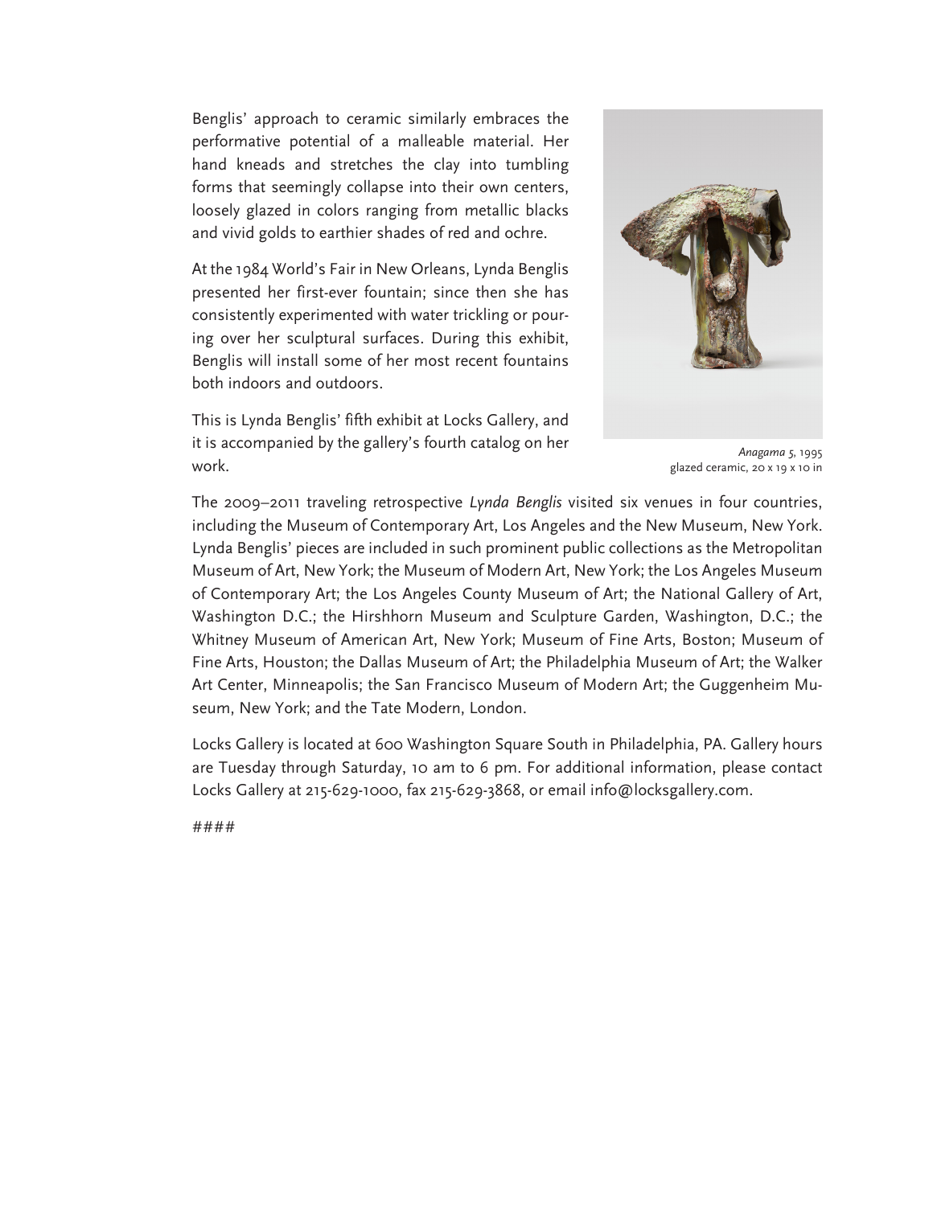Benglis' approach to ceramic similarly embraces the performative potential of a malleable material. Her hand kneads and stretches the clay into tumbling forms that seemingly collapse into their own centers, loosely glazed in colors ranging from metallic blacks and vivid golds to earthier shades of red and ochre.

At the 1984 World's Fair in New Orleans, Lynda Benglis presented her first-ever fountain; since then she has consistently experimented with water trickling or pouring over her sculptural surfaces. During this exhibit, Benglis will install some of her most recent fountains both indoors and outdoors.

This is Lynda Benglis' fifth exhibit at Locks Gallery, and it is accompanied by the gallery's fourth catalog on her work.

*Anagama 5*, 1995
glazed ceramic, 20 x 19 x 10 in

The 2009–2011 traveling retrospective *Lynda Benglis* visited six venues in four countries, including the Museum of Contemporary Art, Los Angeles and the New Museum, New York. Lynda Benglis' pieces are included in such prominent public collections as the Metropolitan Museum of Art, New York; the Museum of Modern Art, New York; the Los Angeles Museum of Contemporary Art; the Los Angeles County Museum of Art; the National Gallery of Art, Washington D.C.; the Hirshhorn Museum and Sculpture Garden, Washington, D.C.; the Whitney Museum of American Art, New York; Museum of Fine Arts, Boston; Museum of Fine Arts, Houston; the Dallas Museum of Art; the Philadelphia Museum of Art; the Walker Art Center, Minneapolis; the San Francisco Museum of Modern Art; the Guggenheim Museum, New York; and the Tate Modern, London.

Locks Gallery is located at 600 Washington Square South in Philadelphia, PA. Gallery hours are Tuesday through Saturday, 10 am to 6 pm. For additional information, please contact Locks Gallery at 215-629-1000, fax 215-629-3868, or email info@locksgallery.com.

####